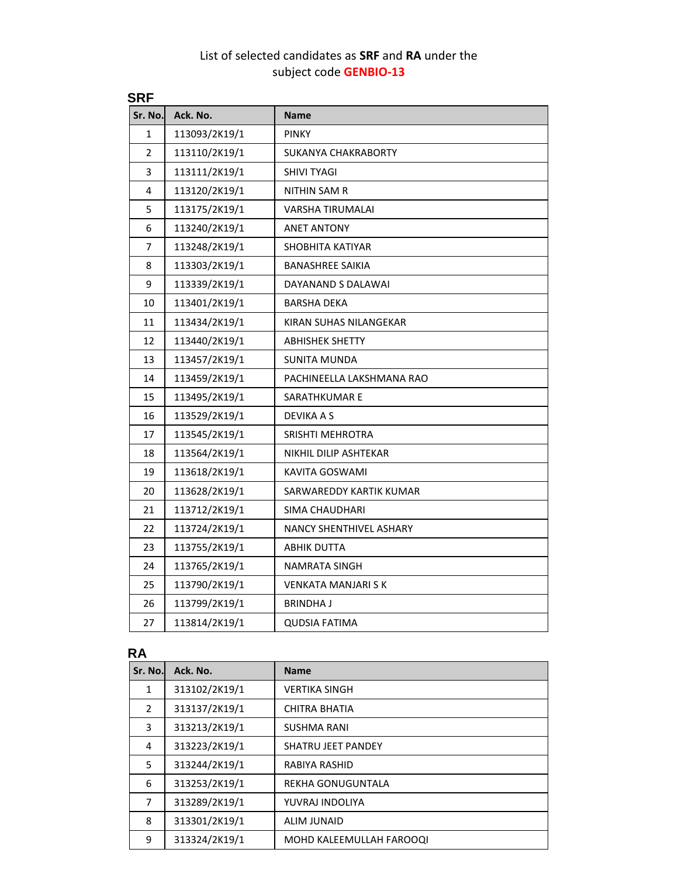List of selected candidates as **SRF** and **RA** under the subject code **GENBIO-13**

## SRF

| Sr. No. | Ack. No. | Name |
|---|---|---|
| 1 | 113093/2K19/1 | PINKY |
| 2 | 113110/2K19/1 | SUKANYA CHAKRABORTY |
| 3 | 113111/2K19/1 | SHIVI TYAGI |
| 4 | 113120/2K19/1 | NITHIN SAM R |
| 5 | 113175/2K19/1 | VARSHA TIRUMALAI |
| 6 | 113240/2K19/1 | ANET ANTONY |
| 7 | 113248/2K19/1 | SHOBHITA KATIYAR |
| 8 | 113303/2K19/1 | BANASHREE SAIKIA |
| 9 | 113339/2K19/1 | DAYANAND S DALAWAI |
| 10 | 113401/2K19/1 | BARSHA DEKA |
| 11 | 113434/2K19/1 | KIRAN SUHAS NILANGEKAR |
| 12 | 113440/2K19/1 | ABHISHEK SHETTY |
| 13 | 113457/2K19/1 | SUNITA MUNDA |
| 14 | 113459/2K19/1 | PACHINEELLA LAKSHMANA RAO |
| 15 | 113495/2K19/1 | SARATHKUMAR E |
| 16 | 113529/2K19/1 | DEVIKA A S |
| 17 | 113545/2K19/1 | SRISHTI MEHROTRA |
| 18 | 113564/2K19/1 | NIKHIL DILIP ASHTEKAR |
| 19 | 113618/2K19/1 | KAVITA GOSWAMI |
| 20 | 113628/2K19/1 | SARWAREDDY KARTIK KUMAR |
| 21 | 113712/2K19/1 | SIMA CHAUDHARI |
| 22 | 113724/2K19/1 | NANCY SHENTHIVEL ASHARY |
| 23 | 113755/2K19/1 | ABHIK DUTTA |
| 24 | 113765/2K19/1 | NAMRATA SINGH |
| 25 | 113790/2K19/1 | VENKATA MANJARI S K |
| 26 | 113799/2K19/1 | BRINDHA J |
| 27 | 113814/2K19/1 | QUDSIA FATIMA |

## RA

| Sr. No. | Ack. No. | Name |
|---|---|---|
| 1 | 313102/2K19/1 | VERTIKA SINGH |
| 2 | 313137/2K19/1 | CHITRA BHATIA |
| 3 | 313213/2K19/1 | SUSHMA RANI |
| 4 | 313223/2K19/1 | SHATRU JEET PANDEY |
| 5 | 313244/2K19/1 | RABIYA RASHID |
| 6 | 313253/2K19/1 | REKHA GONUGUNTALA |
| 7 | 313289/2K19/1 | YUVRAJ INDOLIYA |
| 8 | 313301/2K19/1 | ALIM JUNAID |
| 9 | 313324/2K19/1 | MOHD KALEEMULLAH FAROOQI |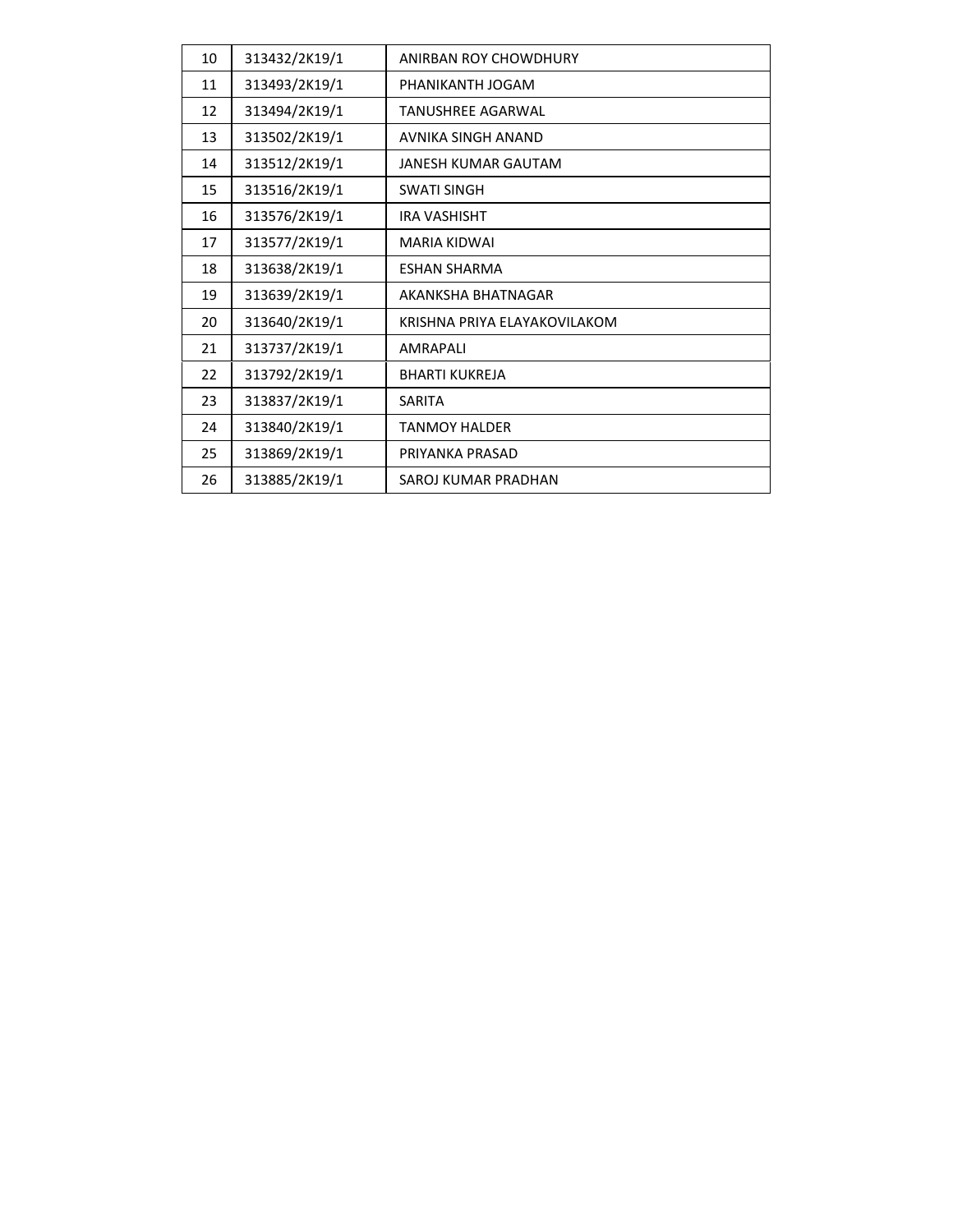| | | |
|---|---|---|
| 10 | 313432/2K19/1 | ANIRBAN ROY CHOWDHURY |
| 11 | 313493/2K19/1 | PHANIKANTH JOGAM |
| 12 | 313494/2K19/1 | TANUSHREE AGARWAL |
| 13 | 313502/2K19/1 | AVNIKA SINGH ANAND |
| 14 | 313512/2K19/1 | JANESH KUMAR GAUTAM |
| 15 | 313516/2K19/1 | SWATI SINGH |
| 16 | 313576/2K19/1 | IRA VASHISHT |
| 17 | 313577/2K19/1 | MARIA KIDWAI |
| 18 | 313638/2K19/1 | ESHAN SHARMA |
| 19 | 313639/2K19/1 | AKANKSHA BHATNAGAR |
| 20 | 313640/2K19/1 | KRISHNA PRIYA ELAYAKOVILAKOM |
| 21 | 313737/2K19/1 | AMRAPALI |
| 22 | 313792/2K19/1 | BHARTI KUKREJA |
| 23 | 313837/2K19/1 | SARITA |
| 24 | 313840/2K19/1 | TANMOY HALDER |
| 25 | 313869/2K19/1 | PRIYANKA PRASAD |
| 26 | 313885/2K19/1 | SAROJ KUMAR PRADHAN |